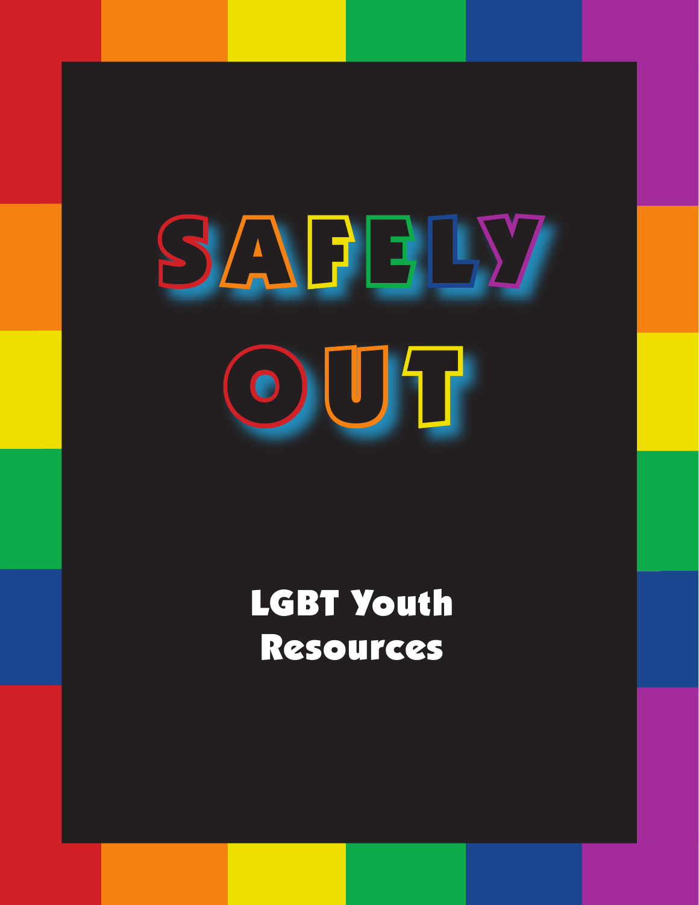# SAFELY OUT

## LGBT Youth Resources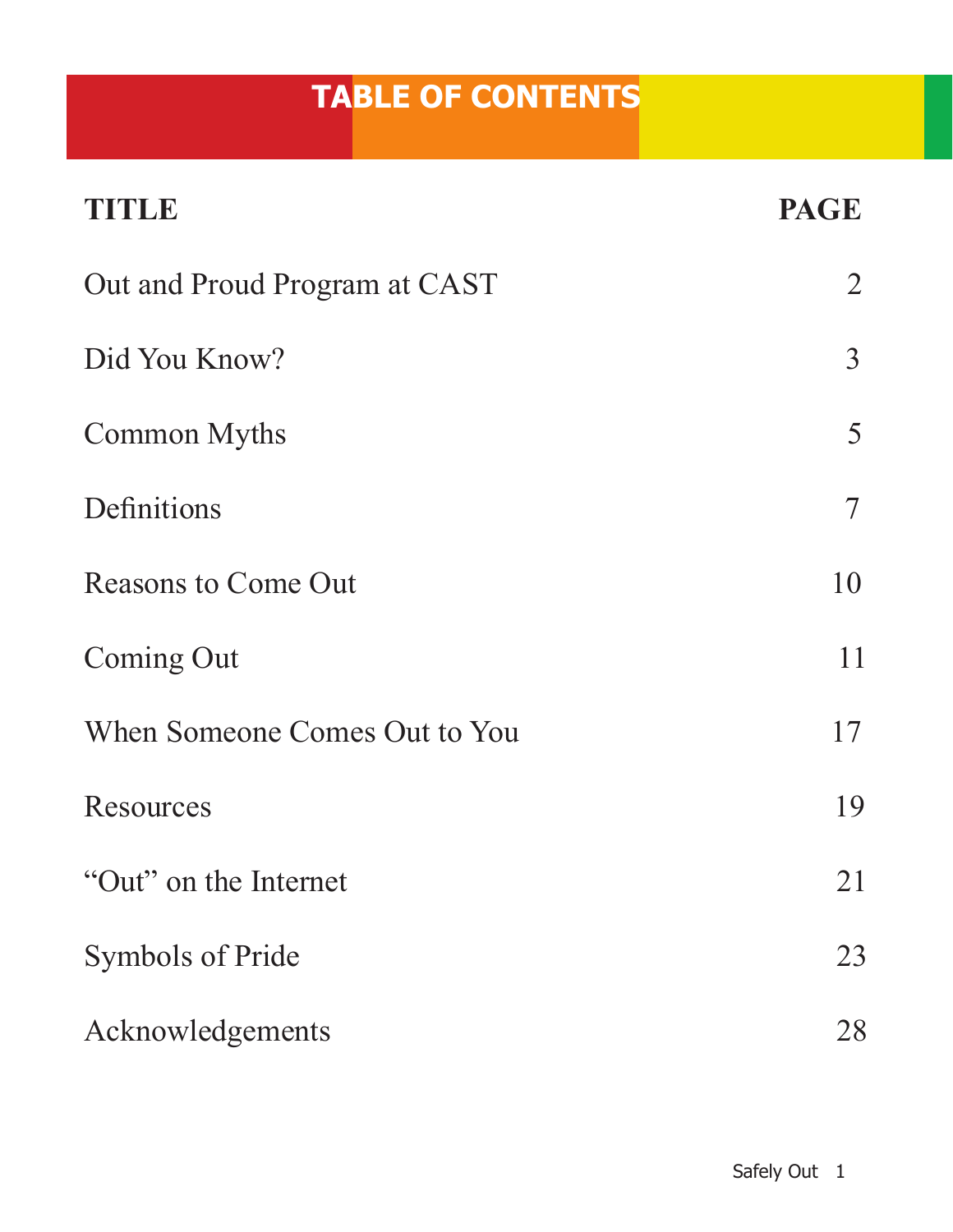# TABLE OF CONTENTS

| TITLE | PAGE |
| --- | --- |
| Out and Proud Program at CAST | 2 |
| Did You Know? | 3 |
| Common Myths | 5 |
| Definitions | 7 |
| Reasons to Come Out | 10 |
| Coming Out | 11 |
| When Someone Comes Out to You | 17 |
| Resources | 19 |
| “Out” on the Internet | 21 |
| Symbols of Pride | 23 |
| Acknowledgements | 28 |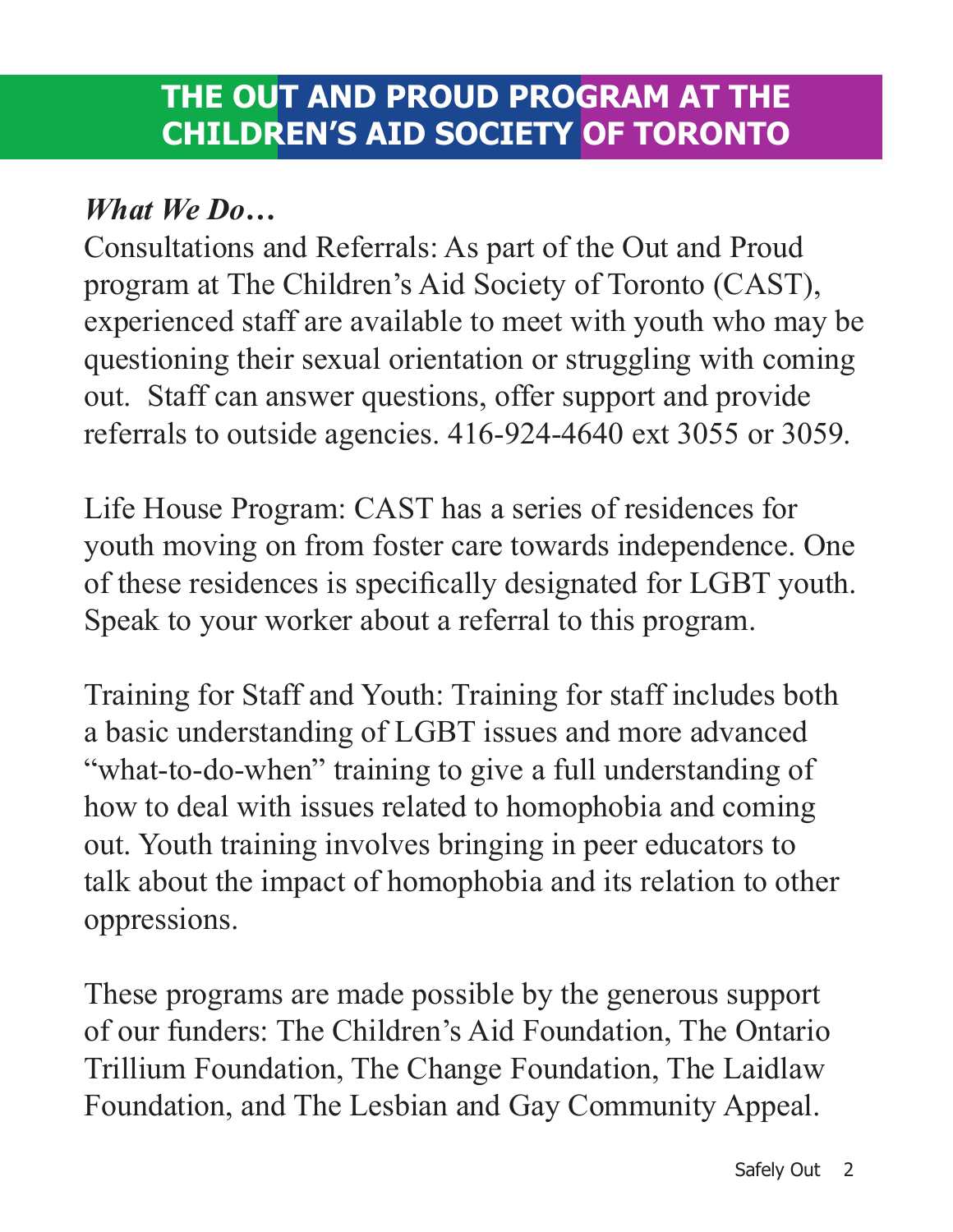# THE OUT AND PROUD PROGRAM AT THE CHILDREN'S AID SOCIETY OF TORONTO

***What We Do…***

Consultations and Referrals: As part of the Out and Proud program at The Children's Aid Society of Toronto (CAST), experienced staff are available to meet with youth who may be questioning their sexual orientation or struggling with coming out. Staff can answer questions, offer support and provide referrals to outside agencies. 416-924-4640 ext 3055 or 3059.

Life House Program: CAST has a series of residences for youth moving on from foster care towards independence. One of these residences is specifically designated for LGBT youth. Speak to your worker about a referral to this program.

Training for Staff and Youth: Training for staff includes both a basic understanding of LGBT issues and more advanced "what-to-do-when" training to give a full understanding of how to deal with issues related to homophobia and coming out. Youth training involves bringing in peer educators to talk about the impact of homophobia and its relation to other oppressions.

These programs are made possible by the generous support of our funders: The Children's Aid Foundation, The Ontario Trillium Foundation, The Change Foundation, The Laidlaw Foundation, and The Lesbian and Gay Community Appeal.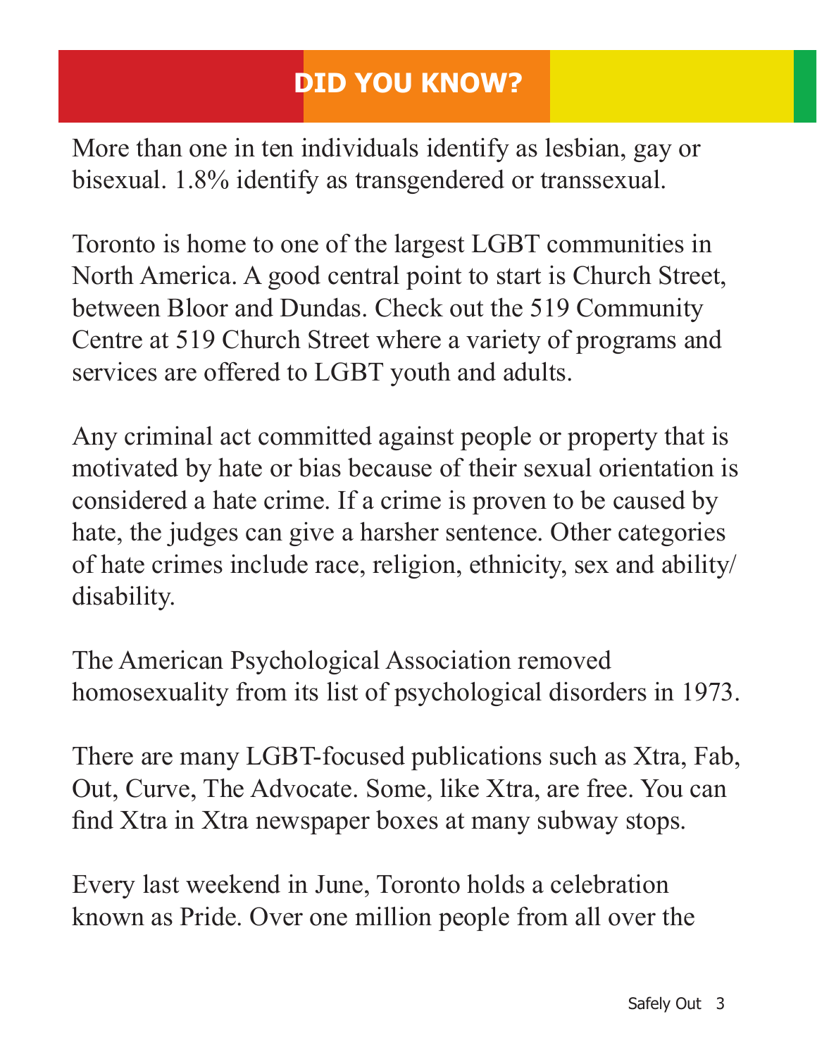## DID YOU KNOW?

More than one in ten individuals identify as lesbian, gay or bisexual. 1.8% identify as transgendered or transsexual.

Toronto is home to one of the largest LGBT communities in North America. A good central point to start is Church Street, between Bloor and Dundas. Check out the 519 Community Centre at 519 Church Street where a variety of programs and services are offered to LGBT youth and adults.

Any criminal act committed against people or property that is motivated by hate or bias because of their sexual orientation is considered a hate crime. If a crime is proven to be caused by hate, the judges can give a harsher sentence. Other categories of hate crimes include race, religion, ethnicity, sex and ability/disability.

The American Psychological Association removed homosexuality from its list of psychological disorders in 1973.

There are many LGBT-focused publications such as Xtra, Fab, Out, Curve, The Advocate. Some, like Xtra, are free. You can find Xtra in Xtra newspaper boxes at many subway stops.

Every last weekend in June, Toronto holds a celebration known as Pride. Over one million people from all over the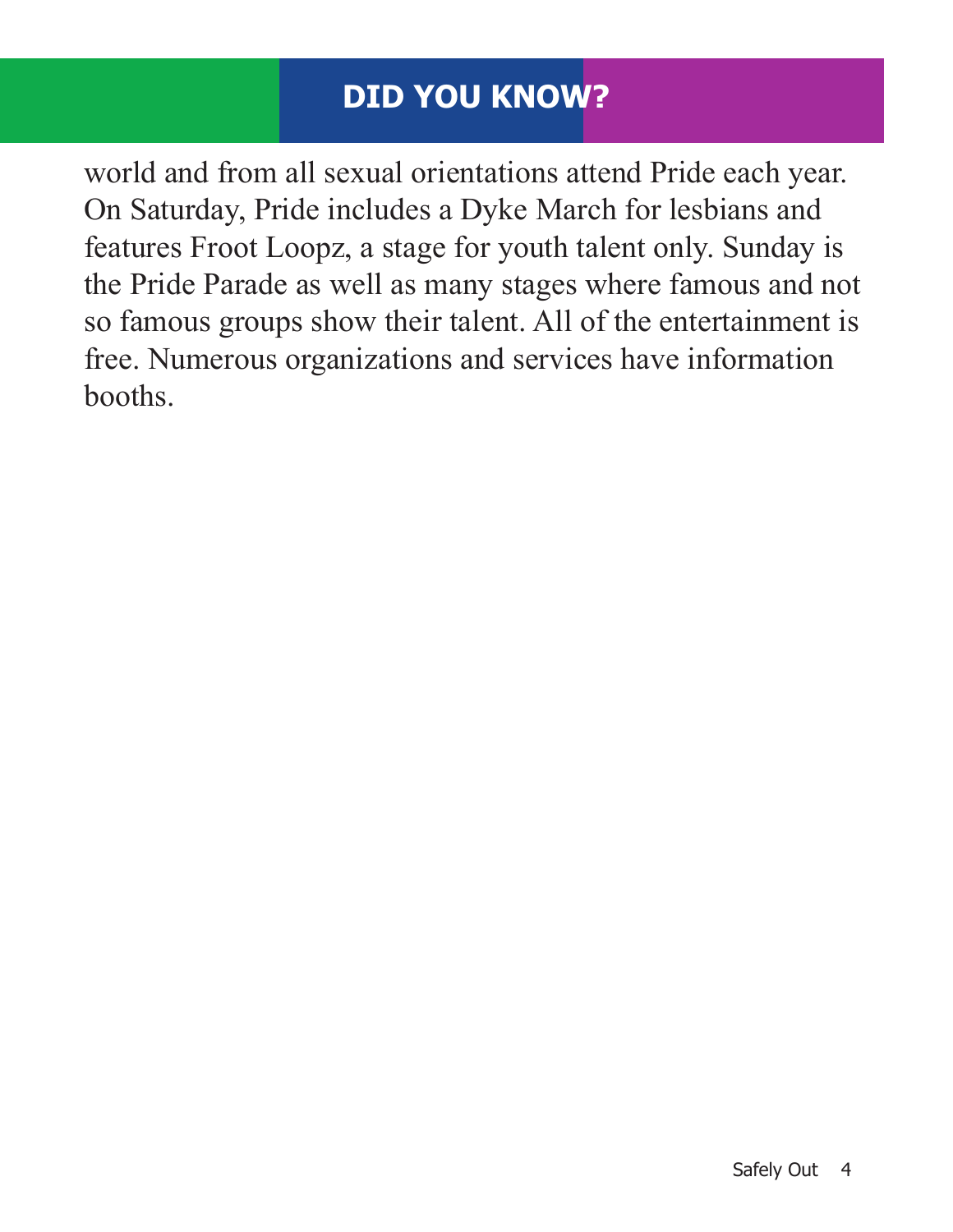## DID YOU KNOW?

world and from all sexual orientations attend Pride each year. On Saturday, Pride includes a Dyke March for lesbians and features Froot Loopz, a stage for youth talent only. Sunday is the Pride Parade as well as many stages where famous and not so famous groups show their talent. All of the entertainment is free. Numerous organizations and services have information booths.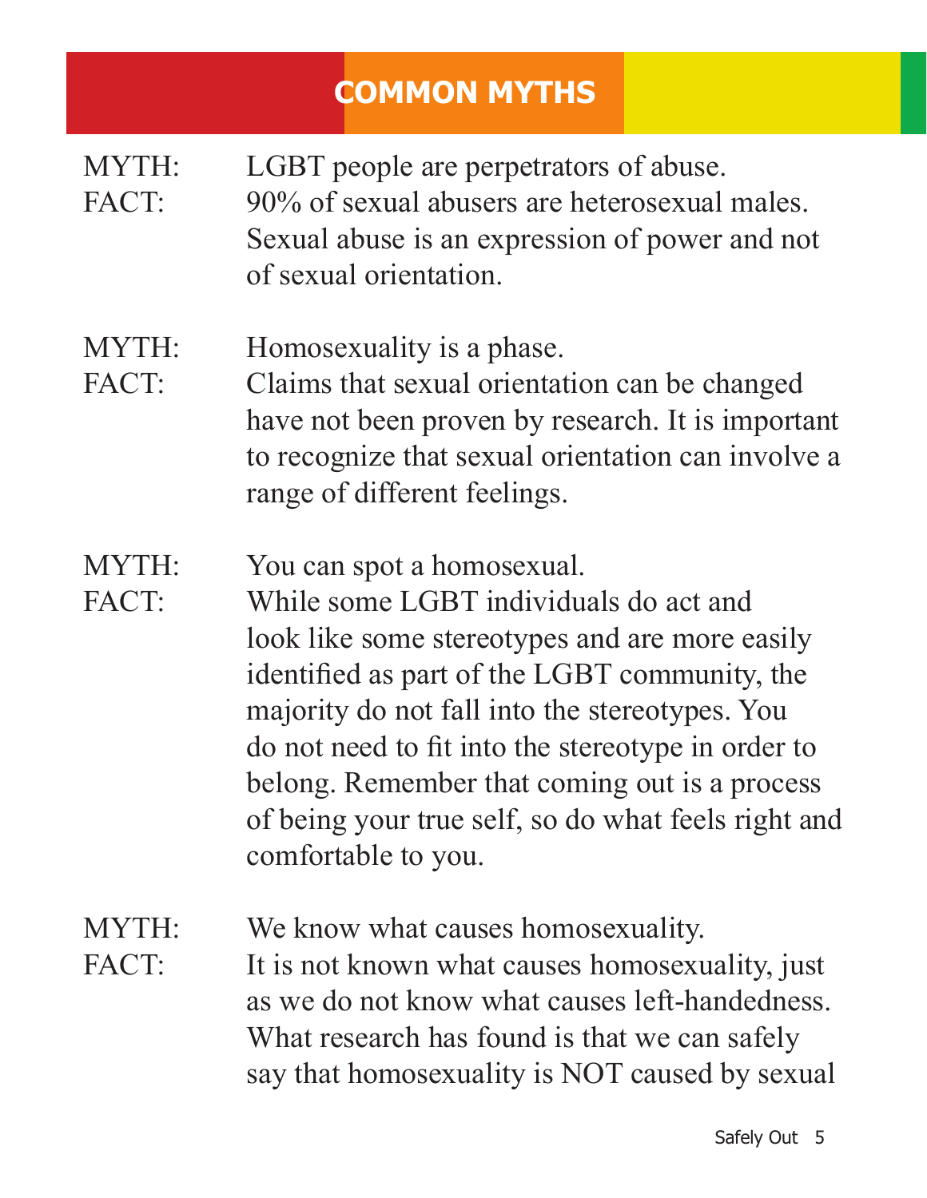## COMMON MYTHS

MYTH: LGBT people are perpetrators of abuse.
FACT: 90% of sexual abusers are heterosexual males. Sexual abuse is an expression of power and not of sexual orientation.

MYTH: Homosexuality is a phase.
FACT: Claims that sexual orientation can be changed have not been proven by research. It is important to recognize that sexual orientation can involve a range of different feelings.

MYTH: You can spot a homosexual.
FACT: While some LGBT individuals do act and look like some stereotypes and are more easily identified as part of the LGBT community, the majority do not fall into the stereotypes. You do not need to fit into the stereotype in order to belong. Remember that coming out is a process of being your true self, so do what feels right and comfortable to you.

MYTH: We know what causes homosexuality.
FACT: It is not known what causes homosexuality, just as we do not know what causes left-handedness. What research has found is that we can safely say that homosexuality is NOT caused by sexual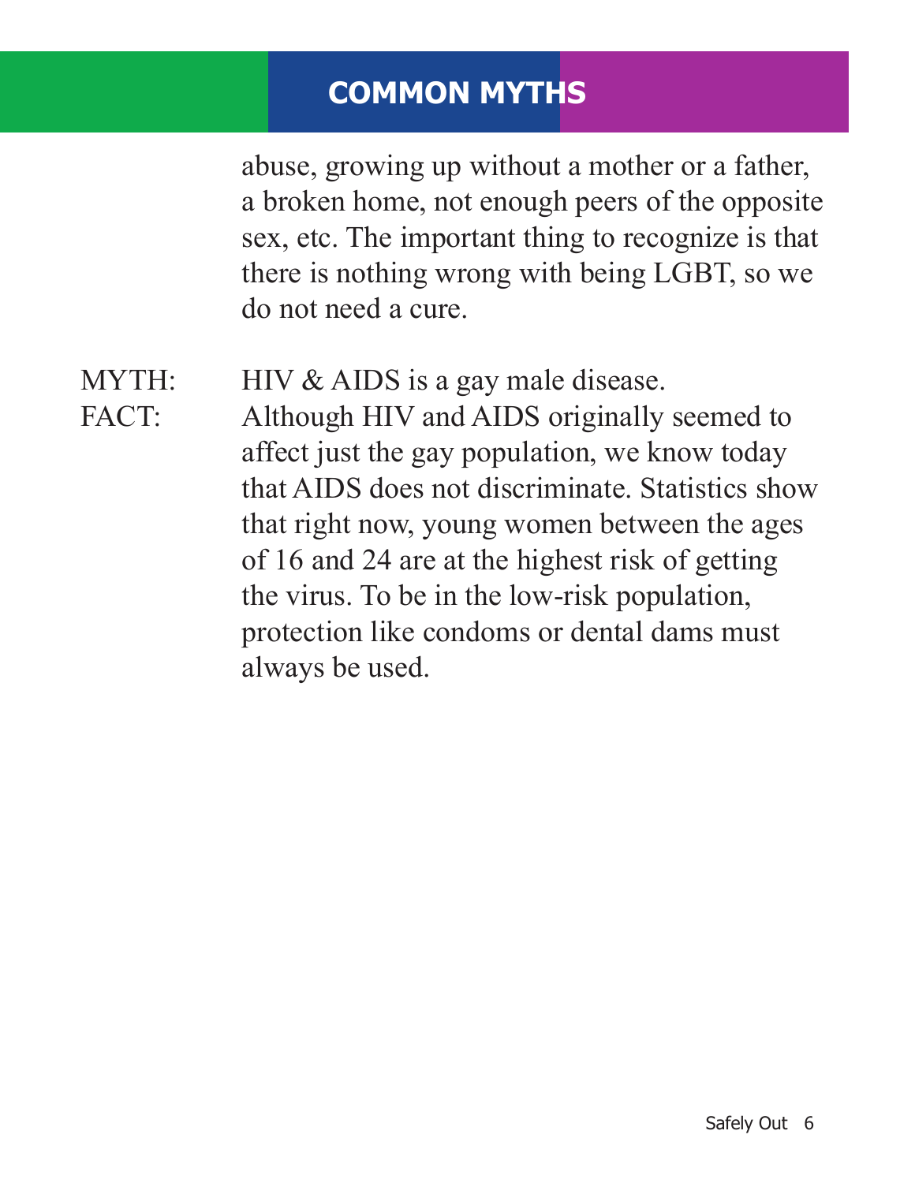## COMMON MYTHS

abuse, growing up without a mother or a father, a broken home, not enough peers of the opposite sex, etc. The important thing to recognize is that there is nothing wrong with being LGBT, so we do not need a cure.

MYTH: HIV & AIDS is a gay male disease.
FACT: Although HIV and AIDS originally seemed to affect just the gay population, we know today that AIDS does not discriminate. Statistics show that right now, young women between the ages of 16 and 24 are at the highest risk of getting the virus. To be in the low-risk population, protection like condoms or dental dams must always be used.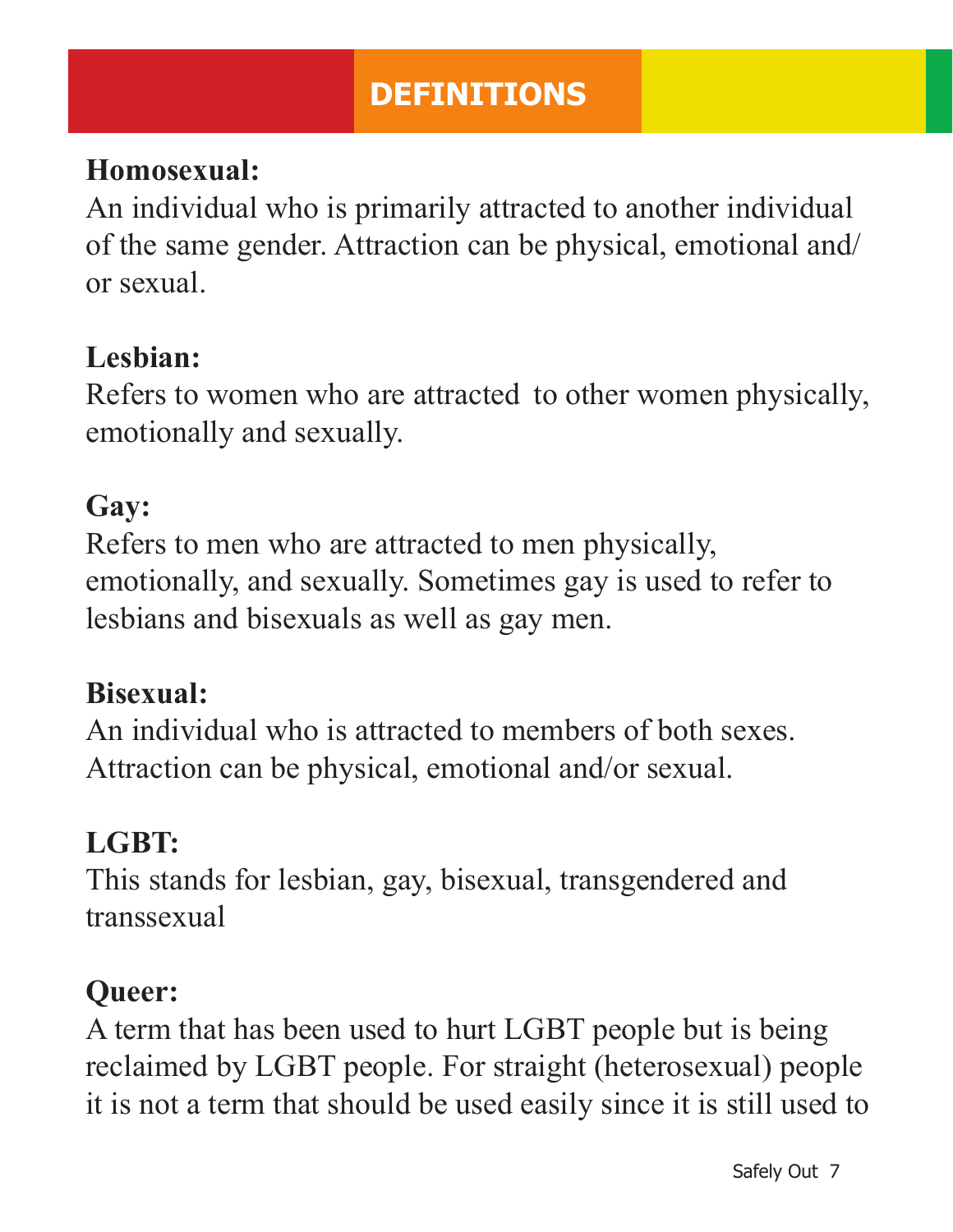# DEFINITIONS

**Homosexual:**
An individual who is primarily attracted to another individual of the same gender. Attraction can be physical, emotional and/ or sexual.

**Lesbian:**
Refers to women who are attracted to other women physically, emotionally and sexually.

**Gay:**
Refers to men who are attracted to men physically, emotionally, and sexually. Sometimes gay is used to refer to lesbians and bisexuals as well as gay men.

**Bisexual:**
An individual who is attracted to members of both sexes. Attraction can be physical, emotional and/or sexual.

**LGBT:**
This stands for lesbian, gay, bisexual, transgendered and transsexual

**Queer:**
A term that has been used to hurt LGBT people but is being reclaimed by LGBT people. For straight (heterosexual) people it is not a term that should be used easily since it is still used to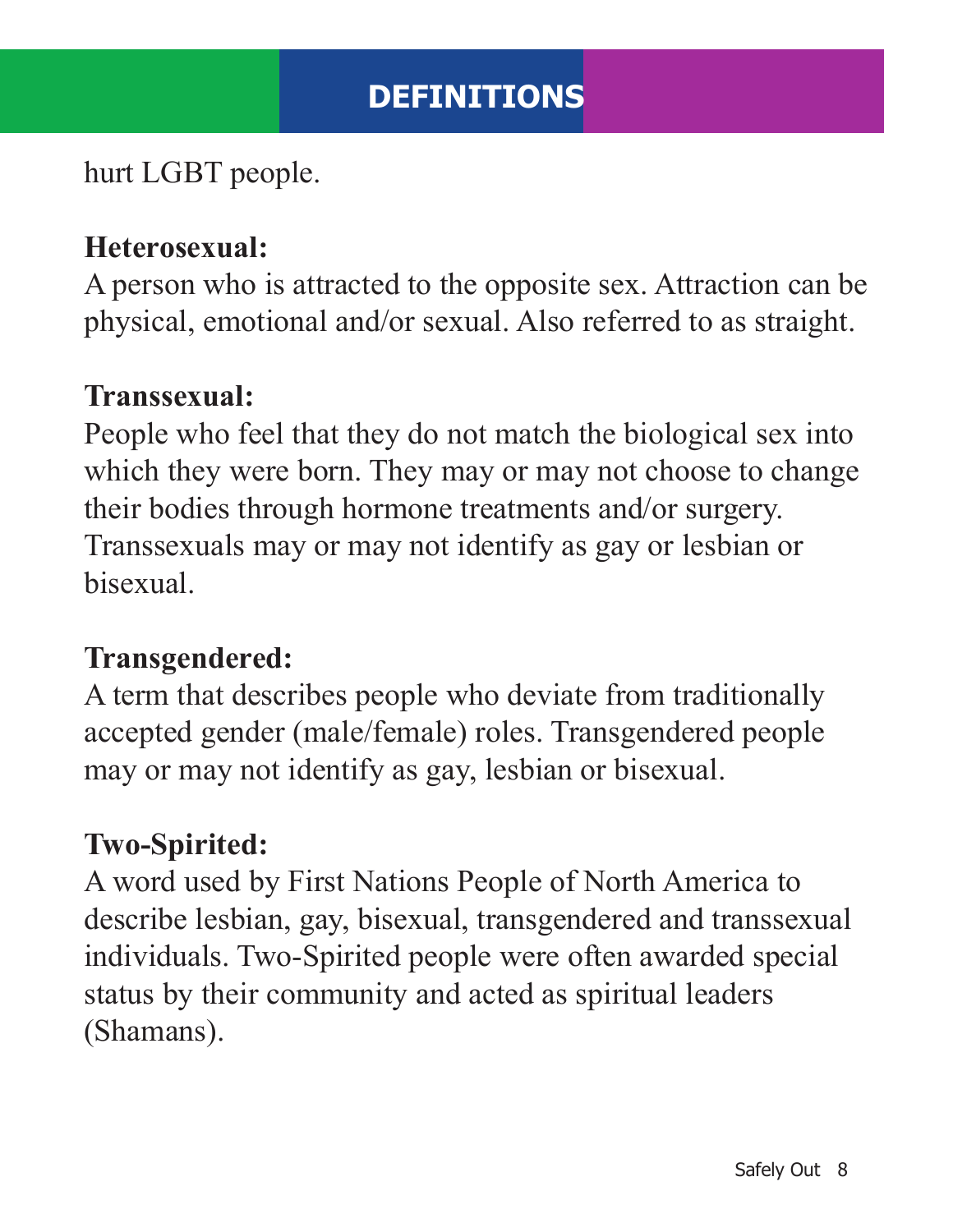## DEFINITIONS

hurt LGBT people.

**Heterosexual:**
A person who is attracted to the opposite sex. Attraction can be physical, emotional and/or sexual. Also referred to as straight.

**Transsexual:**
People who feel that they do not match the biological sex into which they were born. They may or may not choose to change their bodies through hormone treatments and/or surgery. Transsexuals may or may not identify as gay or lesbian or bisexual.

**Transgendered:**
A term that describes people who deviate from traditionally accepted gender (male/female) roles. Transgendered people may or may not identify as gay, lesbian or bisexual.

**Two-Spirited:**
A word used by First Nations People of North America to describe lesbian, gay, bisexual, transgendered and transsexual individuals. Two-Spirited people were often awarded special status by their community and acted as spiritual leaders (Shamans).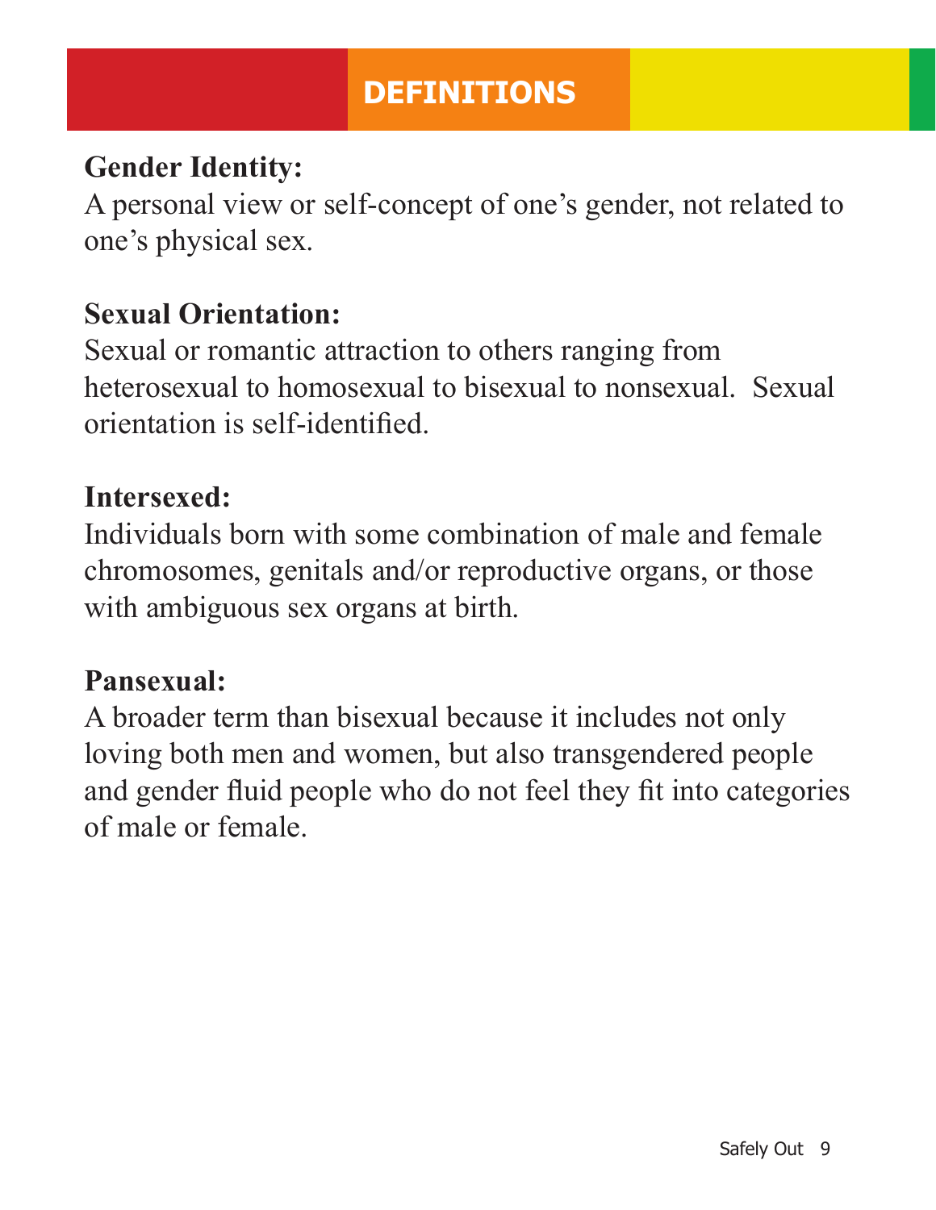## DEFINITIONS

**Gender Identity:**
A personal view or self-concept of one's gender, not related to one's physical sex.

**Sexual Orientation:**
Sexual or romantic attraction to others ranging from heterosexual to homosexual to bisexual to nonsexual. Sexual orientation is self-identified.

**Intersexed:**
Individuals born with some combination of male and female chromosomes, genitals and/or reproductive organs, or those with ambiguous sex organs at birth.

**Pansexual:**
A broader term than bisexual because it includes not only loving both men and women, but also transgendered people and gender fluid people who do not feel they fit into categories of male or female.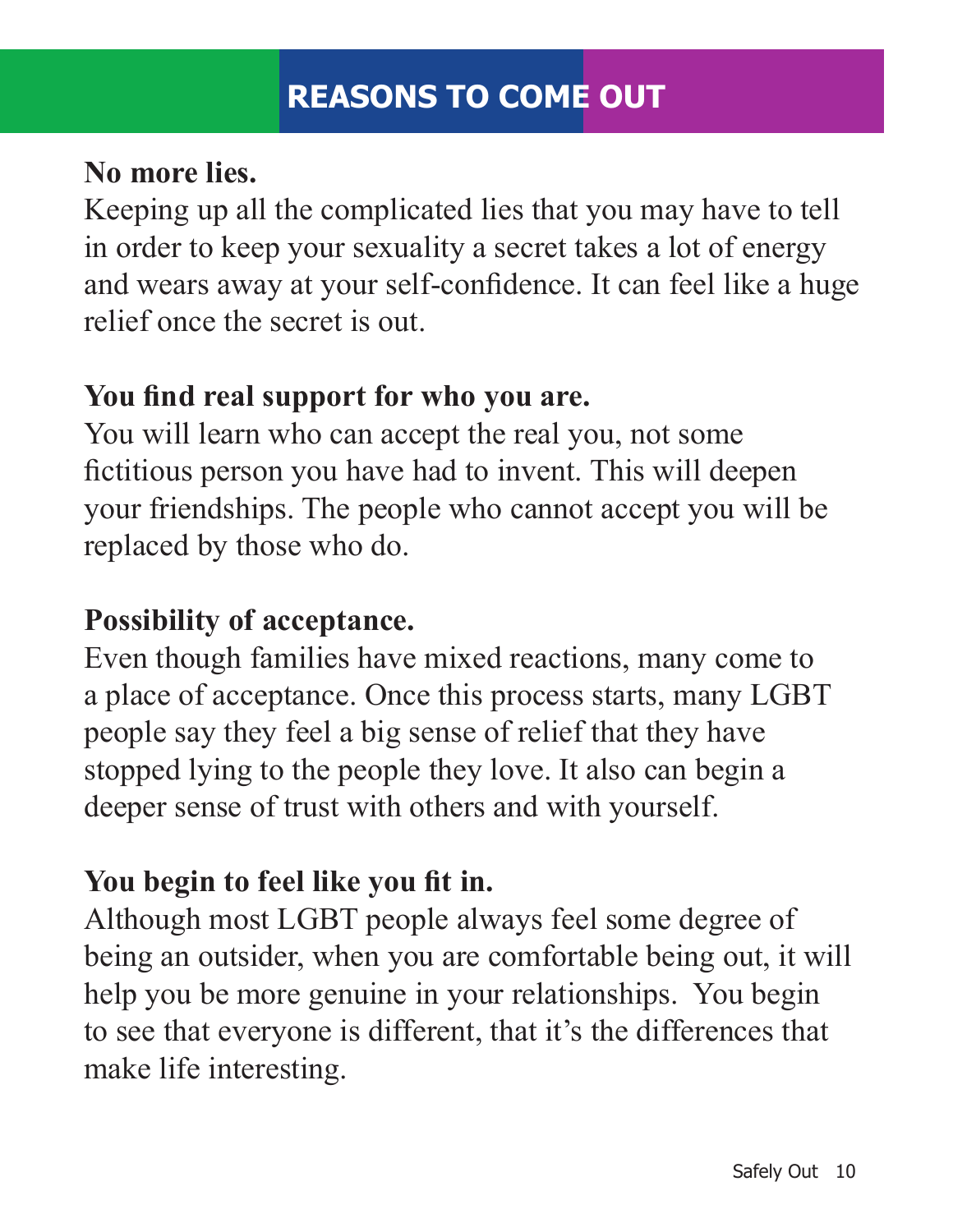# REASONS TO COME OUT

**No more lies.**
Keeping up all the complicated lies that you may have to tell in order to keep your sexuality a secret takes a lot of energy and wears away at your self-confidence. It can feel like a huge relief once the secret is out.

**You find real support for who you are.**
You will learn who can accept the real you, not some fictitious person you have had to invent. This will deepen your friendships. The people who cannot accept you will be replaced by those who do.

**Possibility of acceptance.**
Even though families have mixed reactions, many come to a place of acceptance. Once this process starts, many LGBT people say they feel a big sense of relief that they have stopped lying to the people they love. It also can begin a deeper sense of trust with others and with yourself.

**You begin to feel like you fit in.**
Although most LGBT people always feel some degree of being an outsider, when you are comfortable being out, it will help you be more genuine in your relationships. You begin to see that everyone is different, that it's the differences that make life interesting.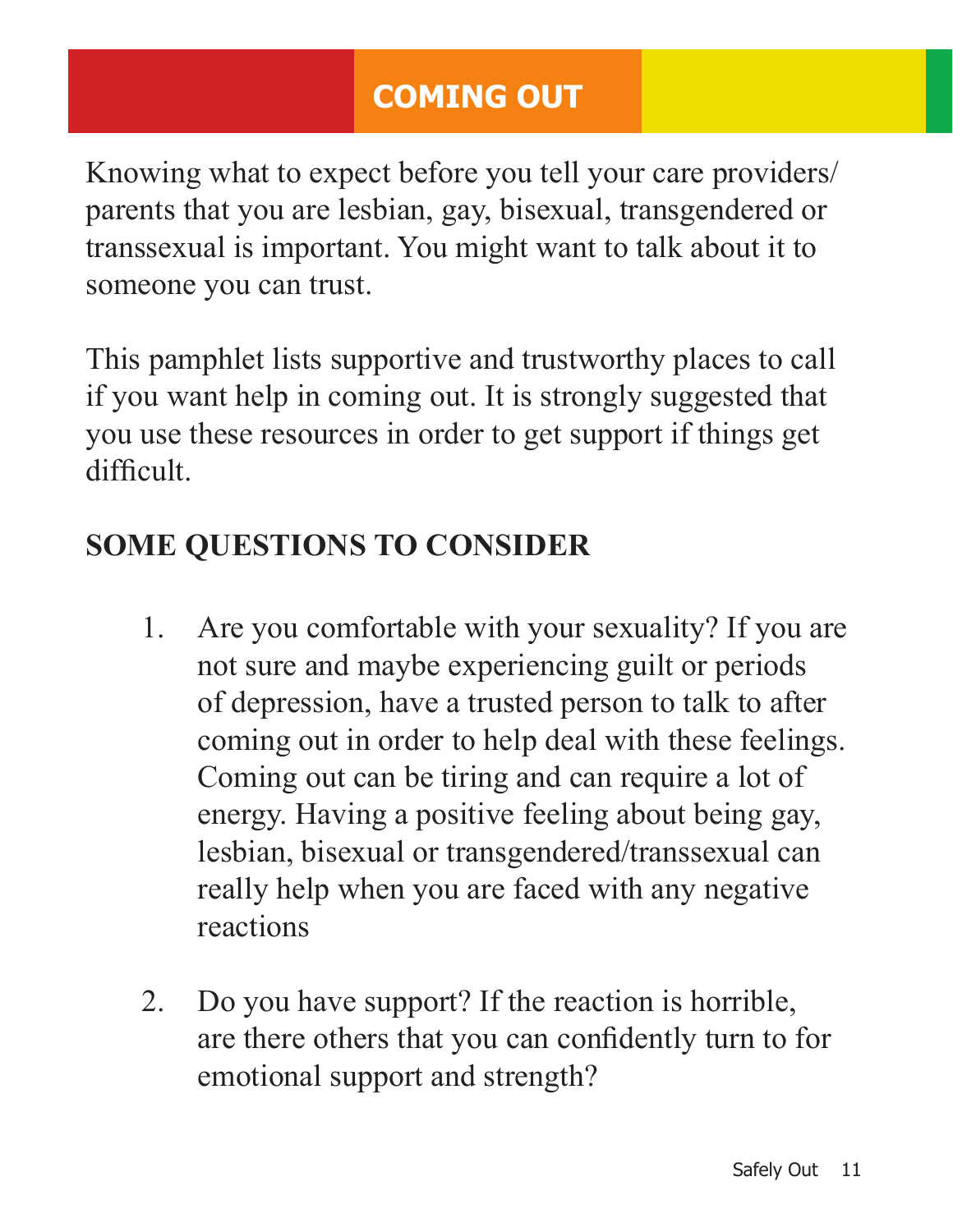# COMING OUT

Knowing what to expect before you tell your care providers/ parents that you are lesbian, gay, bisexual, transgendered or transsexual is important. You might want to talk about it to someone you can trust.

This pamphlet lists supportive and trustworthy places to call if you want help in coming out. It is strongly suggested that you use these resources in order to get support if things get difficult.

## SOME QUESTIONS TO CONSIDER

1. Are you comfortable with your sexuality? If you are not sure and maybe experiencing guilt or periods of depression, have a trusted person to talk to after coming out in order to help deal with these feelings. Coming out can be tiring and can require a lot of energy. Having a positive feeling about being gay, lesbian, bisexual or transgendered/transsexual can really help when you are faced with any negative reactions

2. Do you have support? If the reaction is horrible, are there others that you can confidently turn to for emotional support and strength?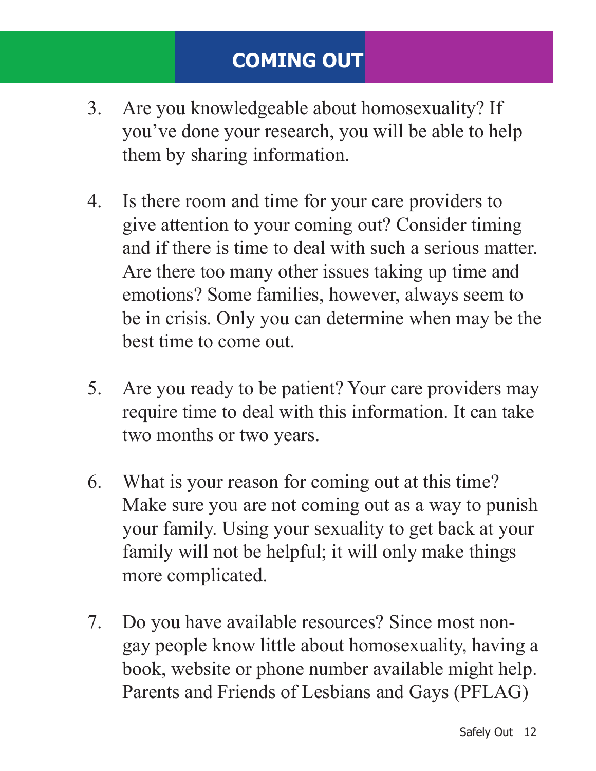## COMING OUT

3. Are you knowledgeable about homosexuality? If you've done your research, you will be able to help them by sharing information.

4. Is there room and time for your care providers to give attention to your coming out? Consider timing and if there is time to deal with such a serious matter. Are there too many other issues taking up time and emotions? Some families, however, always seem to be in crisis. Only you can determine when may be the best time to come out.

5. Are you ready to be patient? Your care providers may require time to deal with this information. It can take two months or two years.

6. What is your reason for coming out at this time? Make sure you are not coming out as a way to punish your family. Using your sexuality to get back at your family will not be helpful; it will only make things more complicated.

7. Do you have available resources? Since most non-gay people know little about homosexuality, having a book, website or phone number available might help. Parents and Friends of Lesbians and Gays (PFLAG)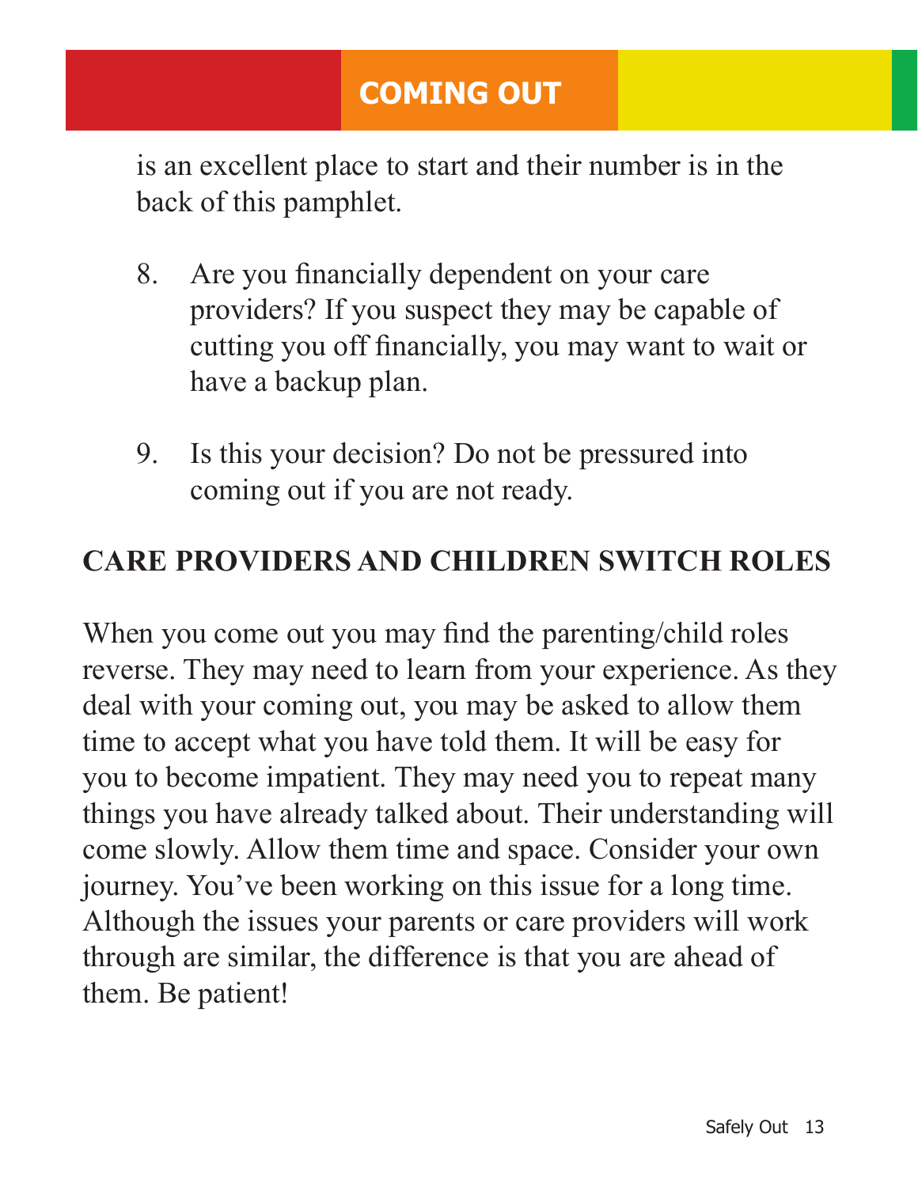is an excellent place to start and their number is in the back of this pamphlet.

8. Are you financially dependent on your care providers? If you suspect they may be capable of cutting you off financially, you may want to wait or have a backup plan.

9. Is this your decision? Do not be pressured into coming out if you are not ready.

## CARE PROVIDERS AND CHILDREN SWITCH ROLES

When you come out you may find the parenting/child roles reverse. They may need to learn from your experience. As they deal with your coming out, you may be asked to allow them time to accept what you have told them. It will be easy for you to become impatient. They may need you to repeat many things you have already talked about. Their understanding will come slowly. Allow them time and space. Consider your own journey. You've been working on this issue for a long time. Although the issues your parents or care providers will work through are similar, the difference is that you are ahead of them. Be patient!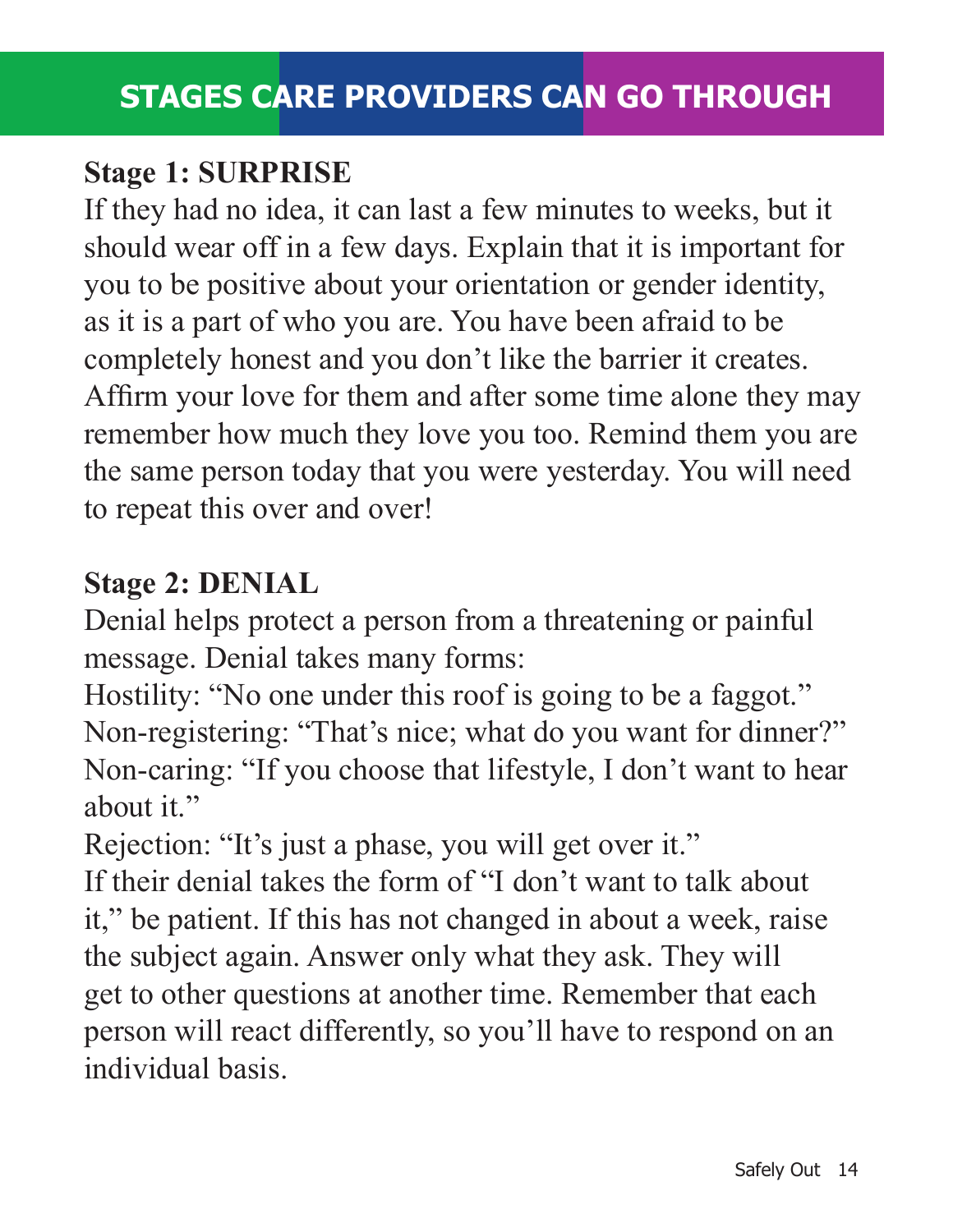## STAGES CARE PROVIDERS CAN GO THROUGH

**Stage 1: SURPRISE**

If they had no idea, it can last a few minutes to weeks, but it should wear off in a few days. Explain that it is important for you to be positive about your orientation or gender identity, as it is a part of who you are. You have been afraid to be completely honest and you don't like the barrier it creates. Affirm your love for them and after some time alone they may remember how much they love you too. Remind them you are the same person today that you were yesterday. You will need to repeat this over and over!

**Stage 2: DENIAL**

Denial helps protect a person from a threatening or painful message. Denial takes many forms:

Hostility: "No one under this roof is going to be a faggot."
Non-registering: "That's nice; what do you want for dinner?"
Non-caring: "If you choose that lifestyle, I don't want to hear about it."
Rejection: "It's just a phase, you will get over it."
If their denial takes the form of "I don't want to talk about it," be patient. If this has not changed in about a week, raise the subject again. Answer only what they ask. They will get to other questions at another time. Remember that each person will react differently, so you'll have to respond on an individual basis.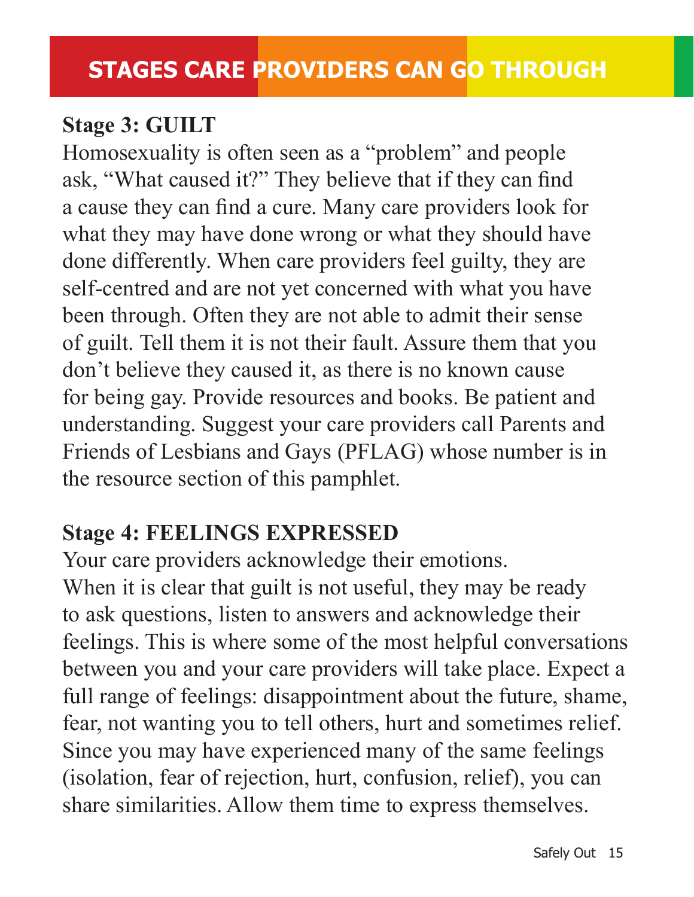# STAGES CARE PROVIDERS CAN GO THROUGH

**Stage 3: GUILT**

Homosexuality is often seen as a "problem" and people ask, "What caused it?" They believe that if they can find a cause they can find a cure. Many care providers look for what they may have done wrong or what they should have done differently. When care providers feel guilty, they are self-centred and are not yet concerned with what you have been through. Often they are not able to admit their sense of guilt. Tell them it is not their fault. Assure them that you don't believe they caused it, as there is no known cause for being gay. Provide resources and books. Be patient and understanding. Suggest your care providers call Parents and Friends of Lesbians and Gays (PFLAG) whose number is in the resource section of this pamphlet.

**Stage 4: FEELINGS EXPRESSED**

Your care providers acknowledge their emotions. When it is clear that guilt is not useful, they may be ready to ask questions, listen to answers and acknowledge their feelings. This is where some of the most helpful conversations between you and your care providers will take place. Expect a full range of feelings: disappointment about the future, shame, fear, not wanting you to tell others, hurt and sometimes relief. Since you may have experienced many of the same feelings (isolation, fear of rejection, hurt, confusion, relief), you can share similarities. Allow them time to express themselves.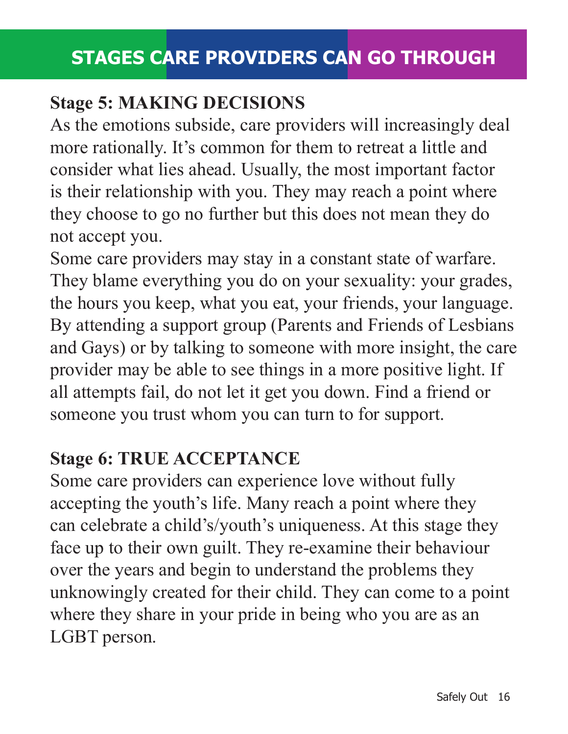# STAGES CARE PROVIDERS CAN GO THROUGH

## Stage 5: MAKING DECISIONS

As the emotions subside, care providers will increasingly deal more rationally. It's common for them to retreat a little and consider what lies ahead. Usually, the most important factor is their relationship with you. They may reach a point where they choose to go no further but this does not mean they do not accept you.

Some care providers may stay in a constant state of warfare. They blame everything you do on your sexuality: your grades, the hours you keep, what you eat, your friends, your language. By attending a support group (Parents and Friends of Lesbians and Gays) or by talking to someone with more insight, the care provider may be able to see things in a more positive light. If all attempts fail, do not let it get you down. Find a friend or someone you trust whom you can turn to for support.

## Stage 6: TRUE ACCEPTANCE

Some care providers can experience love without fully accepting the youth's life. Many reach a point where they can celebrate a child's/youth's uniqueness. At this stage they face up to their own guilt. They re-examine their behaviour over the years and begin to understand the problems they unknowingly created for their child. They can come to a point where they share in your pride in being who you are as an LGBT person.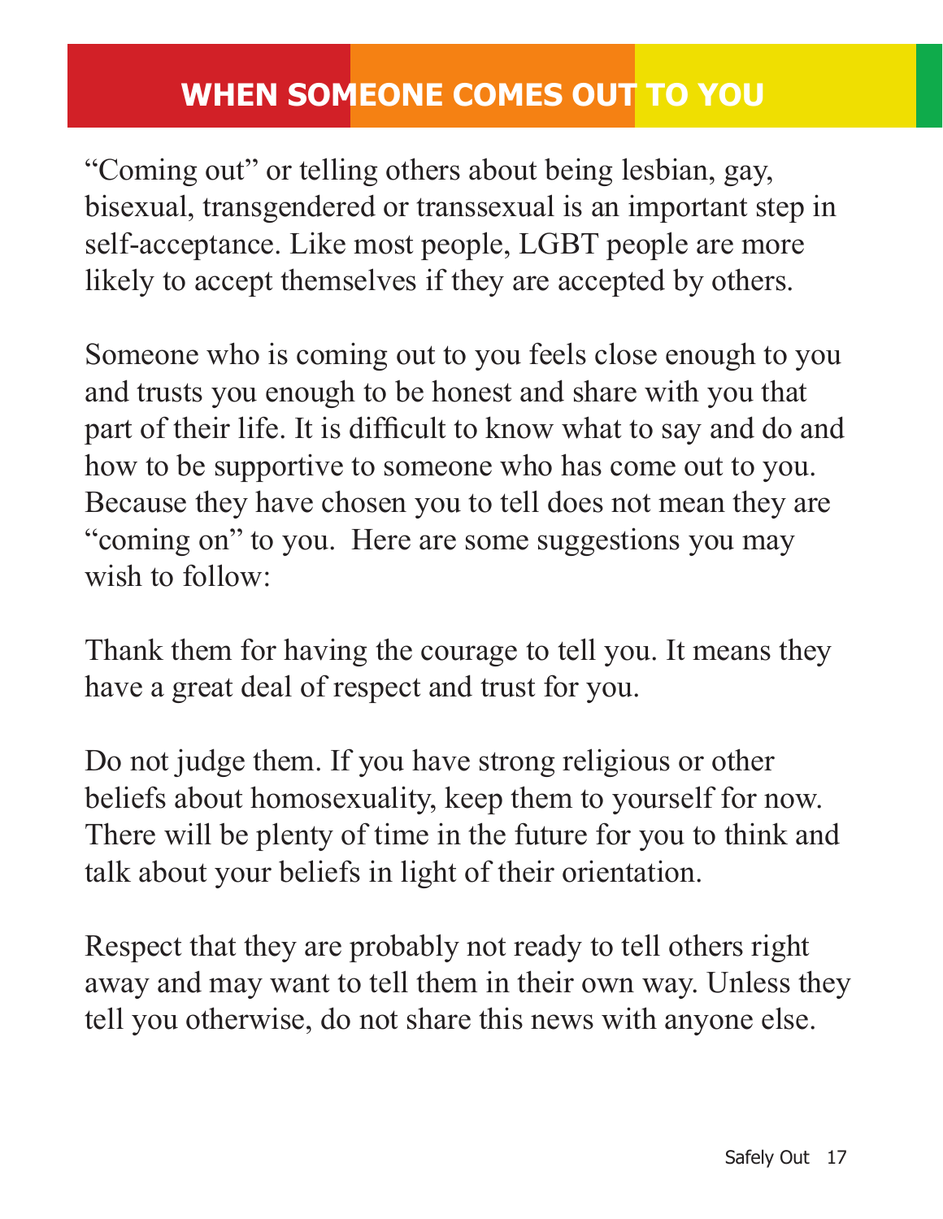# WHEN SOMEONE COMES OUT TO YOU

"Coming out" or telling others about being lesbian, gay, bisexual, transgendered or transsexual is an important step in self-acceptance. Like most people, LGBT people are more likely to accept themselves if they are accepted by others.

Someone who is coming out to you feels close enough to you and trusts you enough to be honest and share with you that part of their life. It is difficult to know what to say and do and how to be supportive to someone who has come out to you. Because they have chosen you to tell does not mean they are "coming on" to you. Here are some suggestions you may wish to follow:

Thank them for having the courage to tell you. It means they have a great deal of respect and trust for you.

Do not judge them. If you have strong religious or other beliefs about homosexuality, keep them to yourself for now. There will be plenty of time in the future for you to think and talk about your beliefs in light of their orientation.

Respect that they are probably not ready to tell others right away and may want to tell them in their own way. Unless they tell you otherwise, do not share this news with anyone else.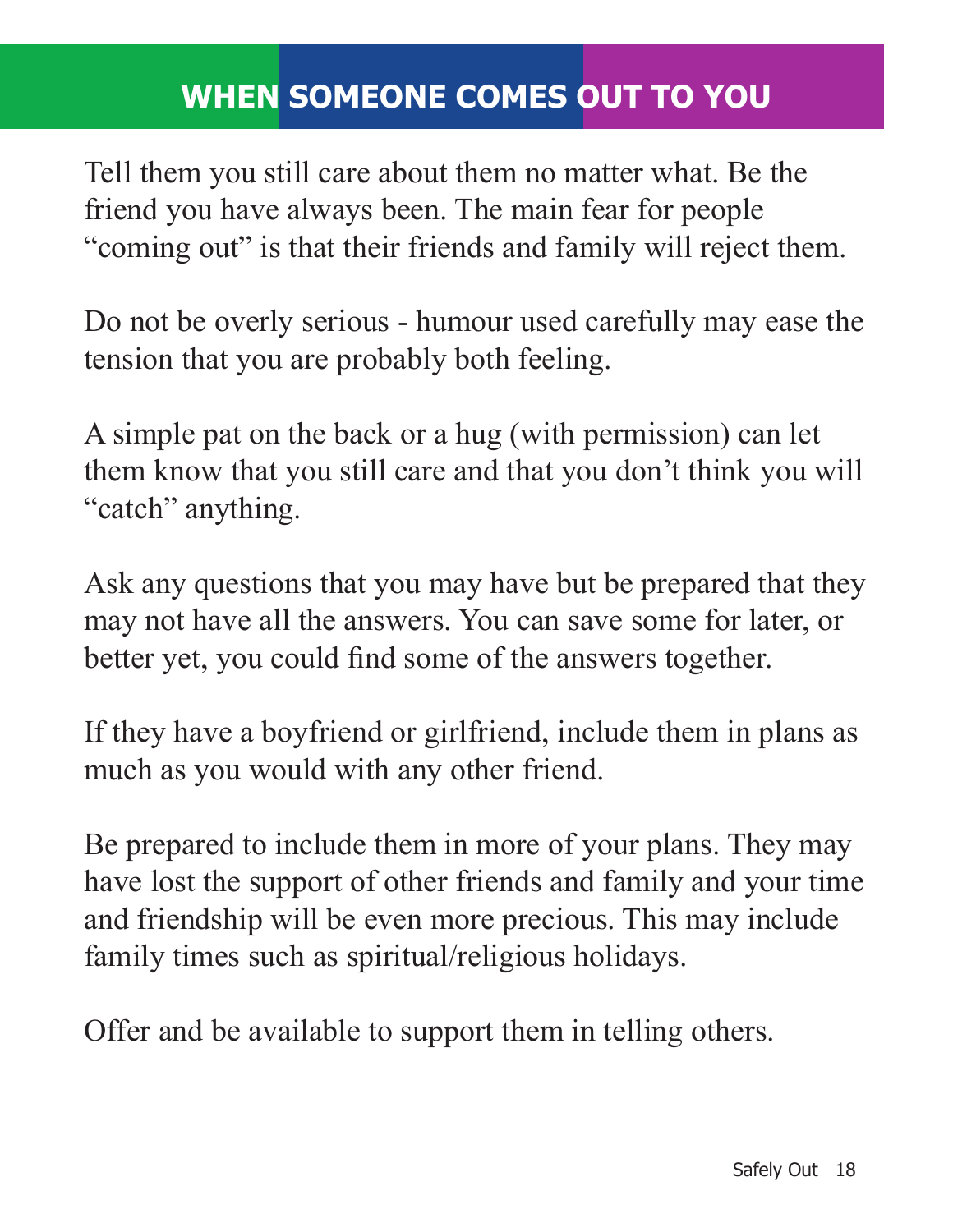# WHEN SOMEONE COMES OUT TO YOU

Tell them you still care about them no matter what. Be the friend you have always been. The main fear for people "coming out" is that their friends and family will reject them.

Do not be overly serious - humour used carefully may ease the tension that you are probably both feeling.

A simple pat on the back or a hug (with permission) can let them know that you still care and that you don't think you will "catch" anything.

Ask any questions that you may have but be prepared that they may not have all the answers. You can save some for later, or better yet, you could find some of the answers together.

If they have a boyfriend or girlfriend, include them in plans as much as you would with any other friend.

Be prepared to include them in more of your plans. They may have lost the support of other friends and family and your time and friendship will be even more precious. This may include family times such as spiritual/religious holidays.

Offer and be available to support them in telling others.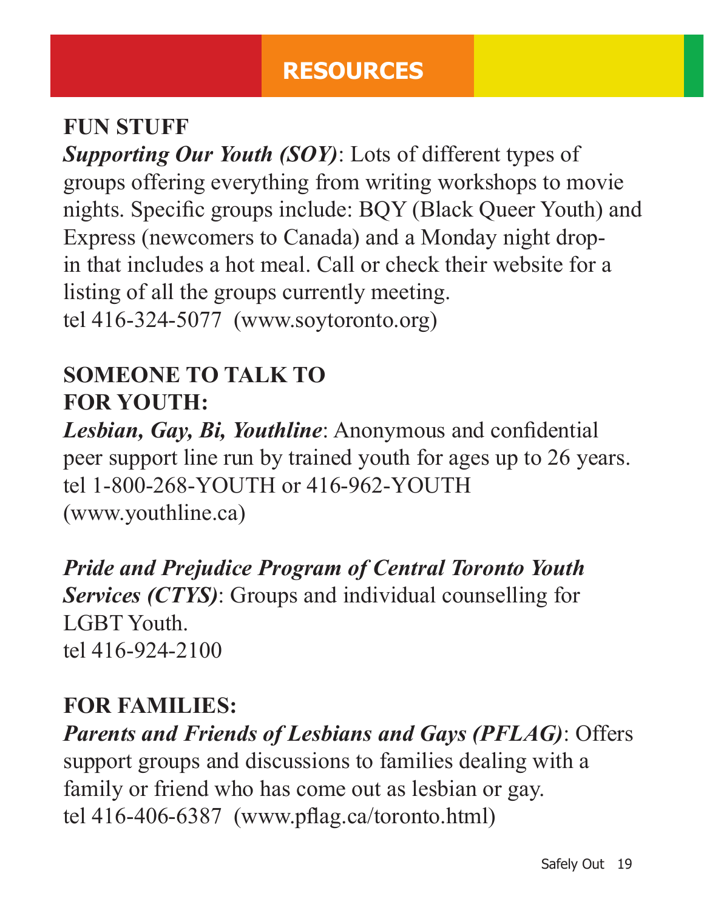# RESOURCES

## FUN STUFF

***Supporting Our Youth (SOY)***: Lots of different types of groups offering everything from writing workshops to movie nights. Specific groups include: BQY (Black Queer Youth) and Express (newcomers to Canada) and a Monday night drop-in that includes a hot meal. Call or check their website for a listing of all the groups currently meeting.
tel 416-324-5077 (www.soytoronto.org)

## SOMEONE TO TALK TO

### FOR YOUTH:

***Lesbian, Gay, Bi, Youthline***: Anonymous and confidential peer support line run by trained youth for ages up to 26 years.
tel 1-800-268-YOUTH or 416-962-YOUTH
(www.youthline.ca)

***Pride and Prejudice Program of Central Toronto Youth Services (CTYS)***: Groups and individual counselling for LGBT Youth.
tel 416-924-2100

### FOR FAMILIES:

***Parents and Friends of Lesbians and Gays (PFLAG)***: Offers support groups and discussions to families dealing with a family or friend who has come out as lesbian or gay.
tel 416-406-6387 (www.pflag.ca/toronto.html)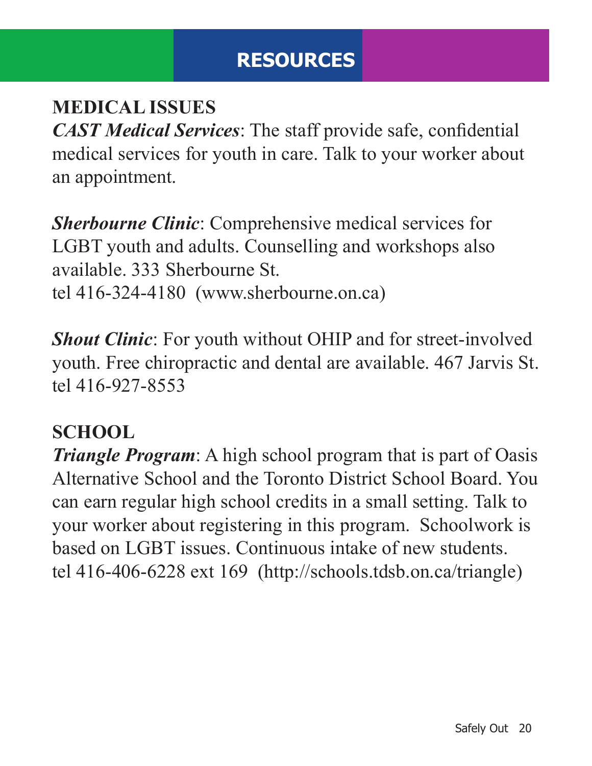# RESOURCES

## MEDICAL ISSUES

***CAST Medical Services***: The staff provide safe, confidential medical services for youth in care. Talk to your worker about an appointment.

***Sherbourne Clinic***: Comprehensive medical services for LGBT youth and adults. Counselling and workshops also available. 333 Sherbourne St.
tel 416-324-4180 (www.sherbourne.on.ca)

***Shout Clinic***: For youth without OHIP and for street-involved youth. Free chiropractic and dental are available. 467 Jarvis St.
tel 416-927-8553

## SCHOOL

***Triangle Program***: A high school program that is part of Oasis Alternative School and the Toronto District School Board. You can earn regular high school credits in a small setting. Talk to your worker about registering in this program. Schoolwork is based on LGBT issues. Continuous intake of new students.
tel 416-406-6228 ext 169 (http://schools.tdsb.on.ca/triangle)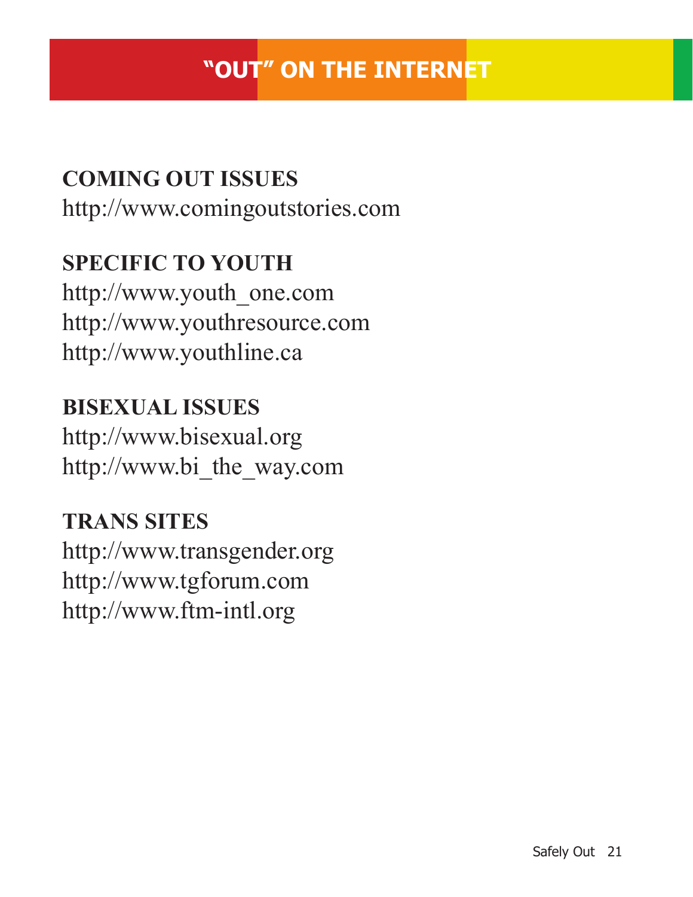# "OUT" ON THE INTERNET

## COMING OUT ISSUES

http://www.comingoutstories.com

## SPECIFIC TO YOUTH

http://www.youth_one.com
http://www.youthresource.com
http://www.youthline.ca

## BISEXUAL ISSUES

http://www.bisexual.org
http://www.bi_the_way.com

## TRANS SITES

http://www.transgender.org
http://www.tgforum.com
http://www.ftm-intl.org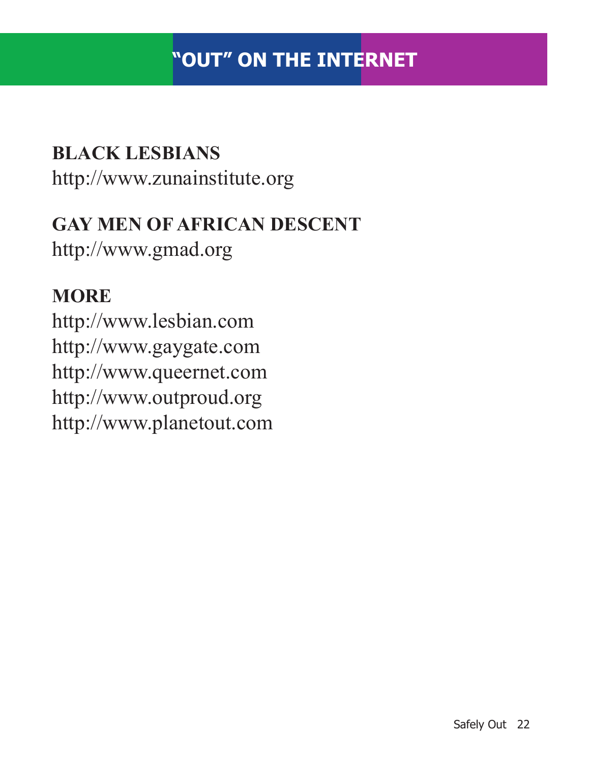# "OUT" ON THE INTERNET

**BLACK LESBIANS**
http://www.zunainstitute.org

**GAY MEN OF AFRICAN DESCENT**
http://www.gmad.org

**MORE**
http://www.lesbian.com
http://www.gaygate.com
http://www.queernet.com
http://www.outproud.org
http://www.planetout.com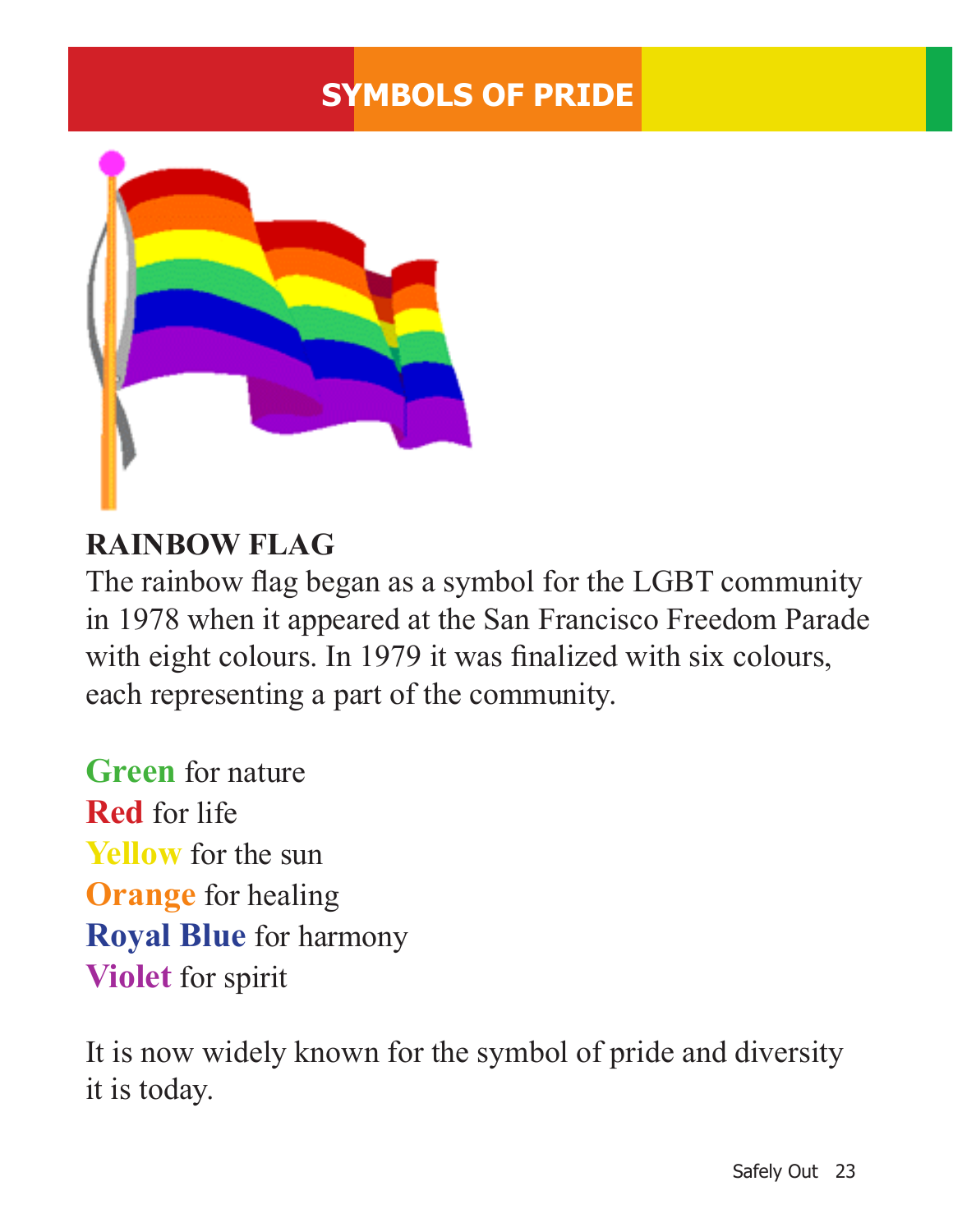# SYMBOLS OF PRIDE

**RAINBOW FLAG**

The rainbow flag began as a symbol for the LGBT community in 1978 when it appeared at the San Francisco Freedom Parade with eight colours. In 1979 it was finalized with six colours, each representing a part of the community.

**Green** for nature
**Red** for life
**Yellow** for the sun
**Orange** for healing
**Royal Blue** for harmony
**Violet** for spirit

It is now widely known for the symbol of pride and diversity it is today.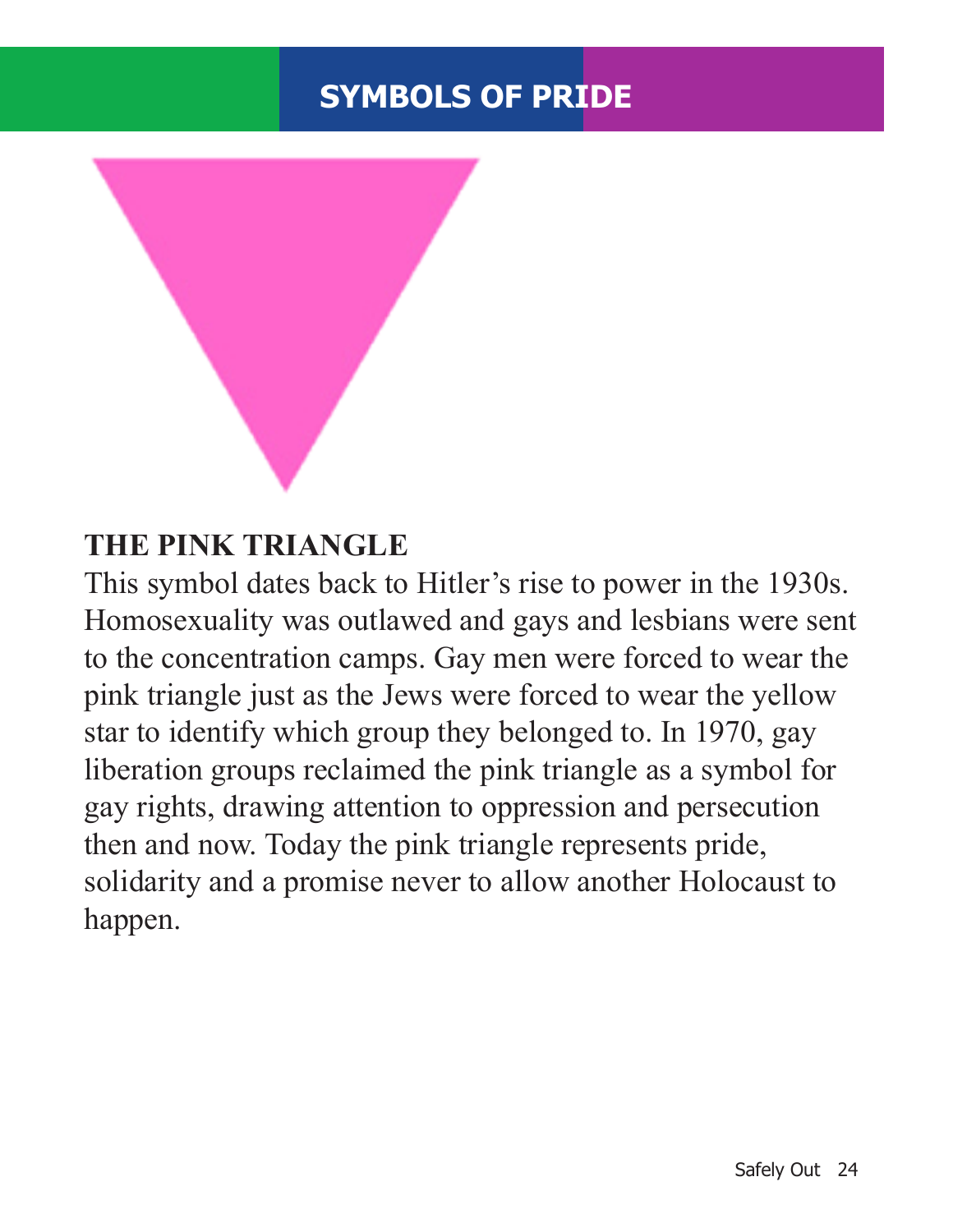# SYMBOLS OF PRIDE

## THE PINK TRIANGLE

This symbol dates back to Hitler's rise to power in the 1930s. Homosexuality was outlawed and gays and lesbians were sent to the concentration camps. Gay men were forced to wear the pink triangle just as the Jews were forced to wear the yellow star to identify which group they belonged to. In 1970, gay liberation groups reclaimed the pink triangle as a symbol for gay rights, drawing attention to oppression and persecution then and now. Today the pink triangle represents pride, solidarity and a promise never to allow another Holocaust to happen.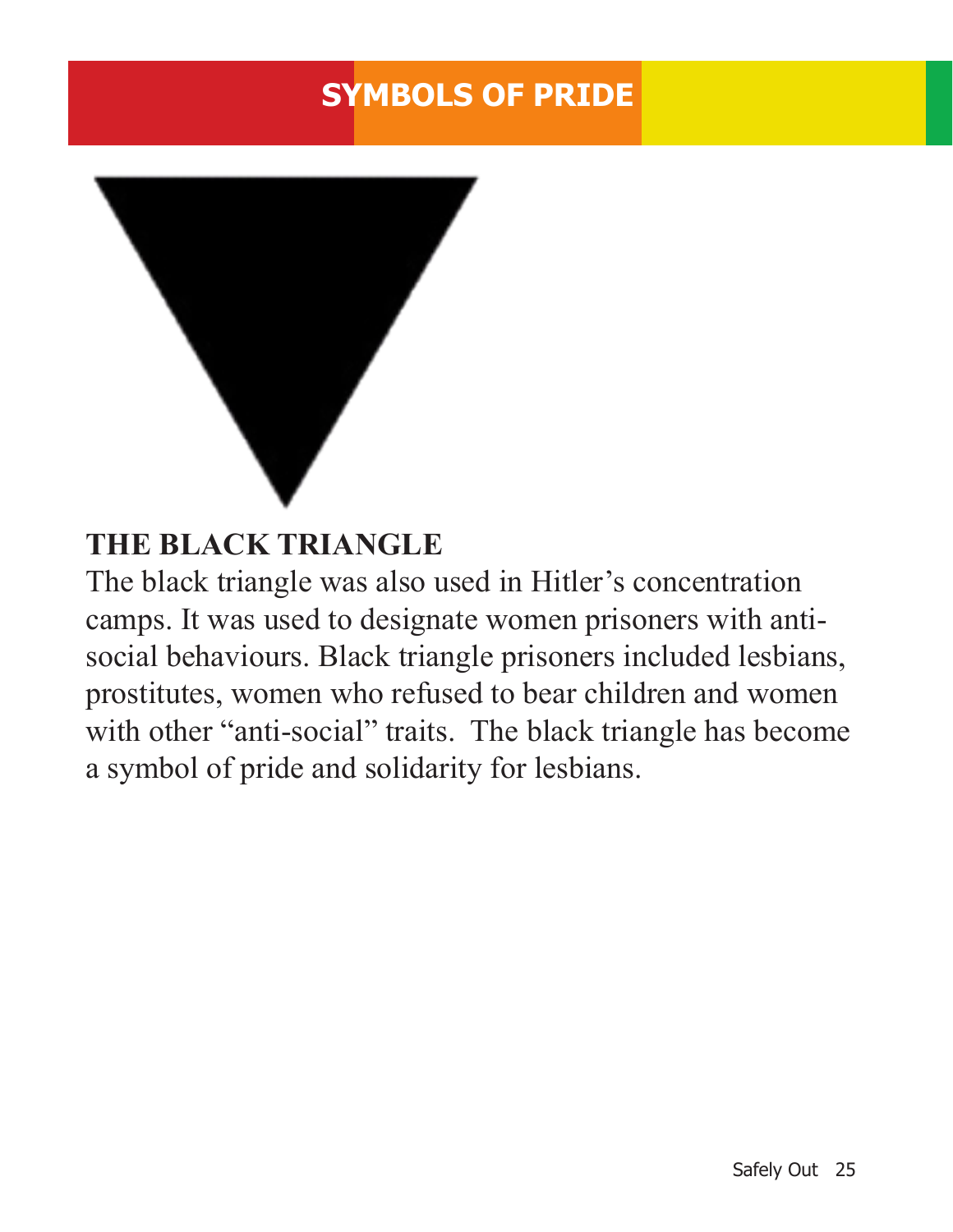# SYMBOLS OF PRIDE

## THE BLACK TRIANGLE

The black triangle was also used in Hitler's concentration camps. It was used to designate women prisoners with anti-social behaviours. Black triangle prisoners included lesbians, prostitutes, women who refused to bear children and women with other "anti-social" traits. The black triangle has become a symbol of pride and solidarity for lesbians.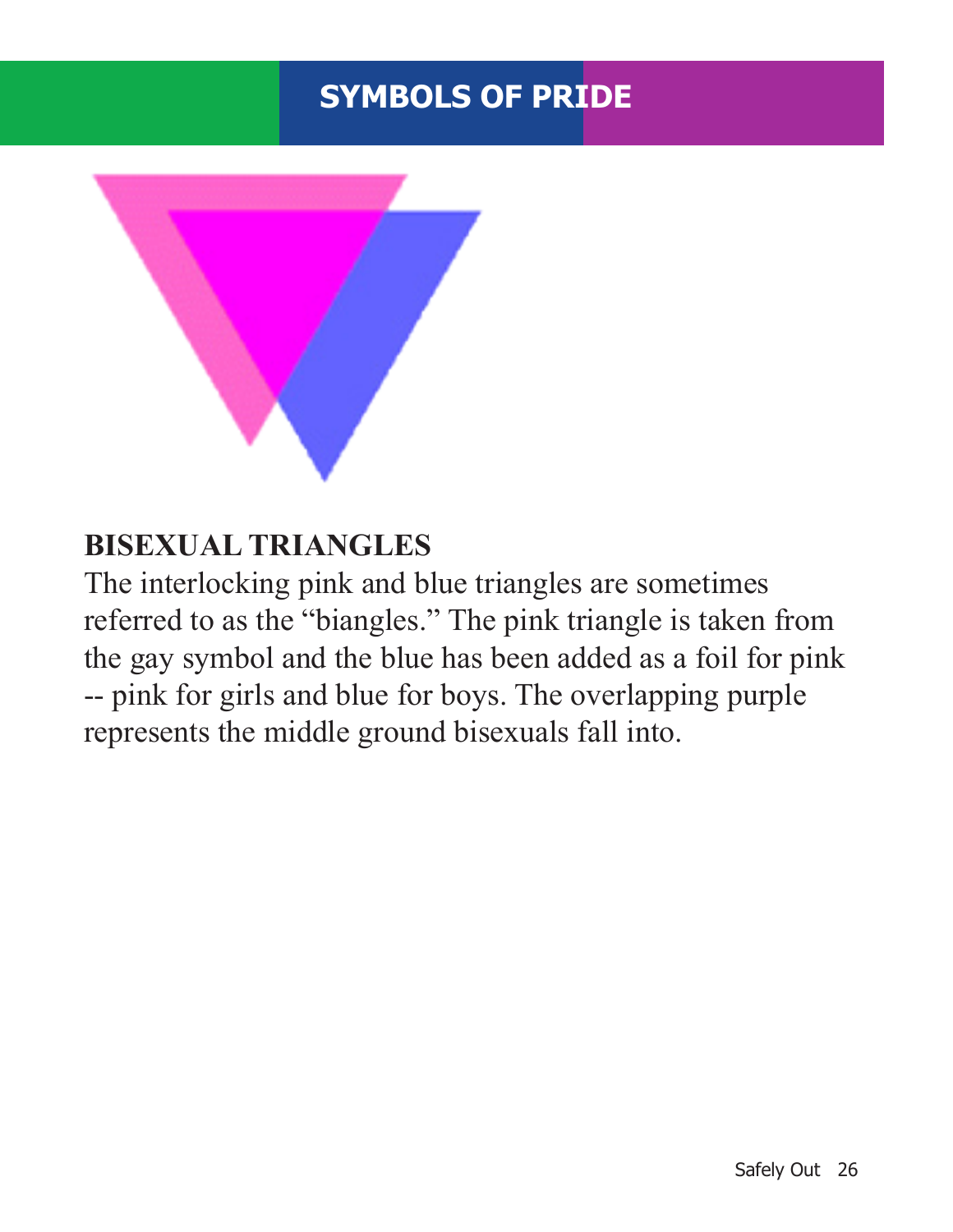# SYMBOLS OF PRIDE

## BISEXUAL TRIANGLES

The interlocking pink and blue triangles are sometimes referred to as the "biangles." The pink triangle is taken from the gay symbol and the blue has been added as a foil for pink -- pink for girls and blue for boys. The overlapping purple represents the middle ground bisexuals fall into.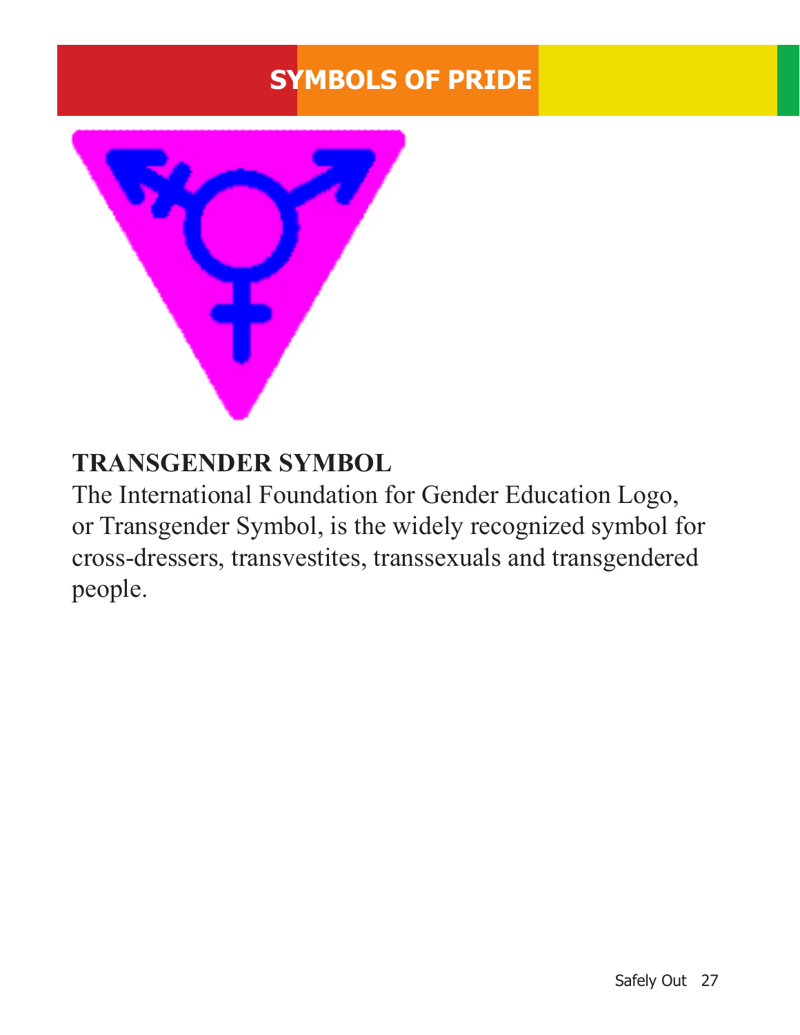# SYMBOLS OF PRIDE

## TRANSGENDER SYMBOL

The International Foundation for Gender Education Logo, or Transgender Symbol, is the widely recognized symbol for cross-dressers, transvestites, transsexuals and transgendered people.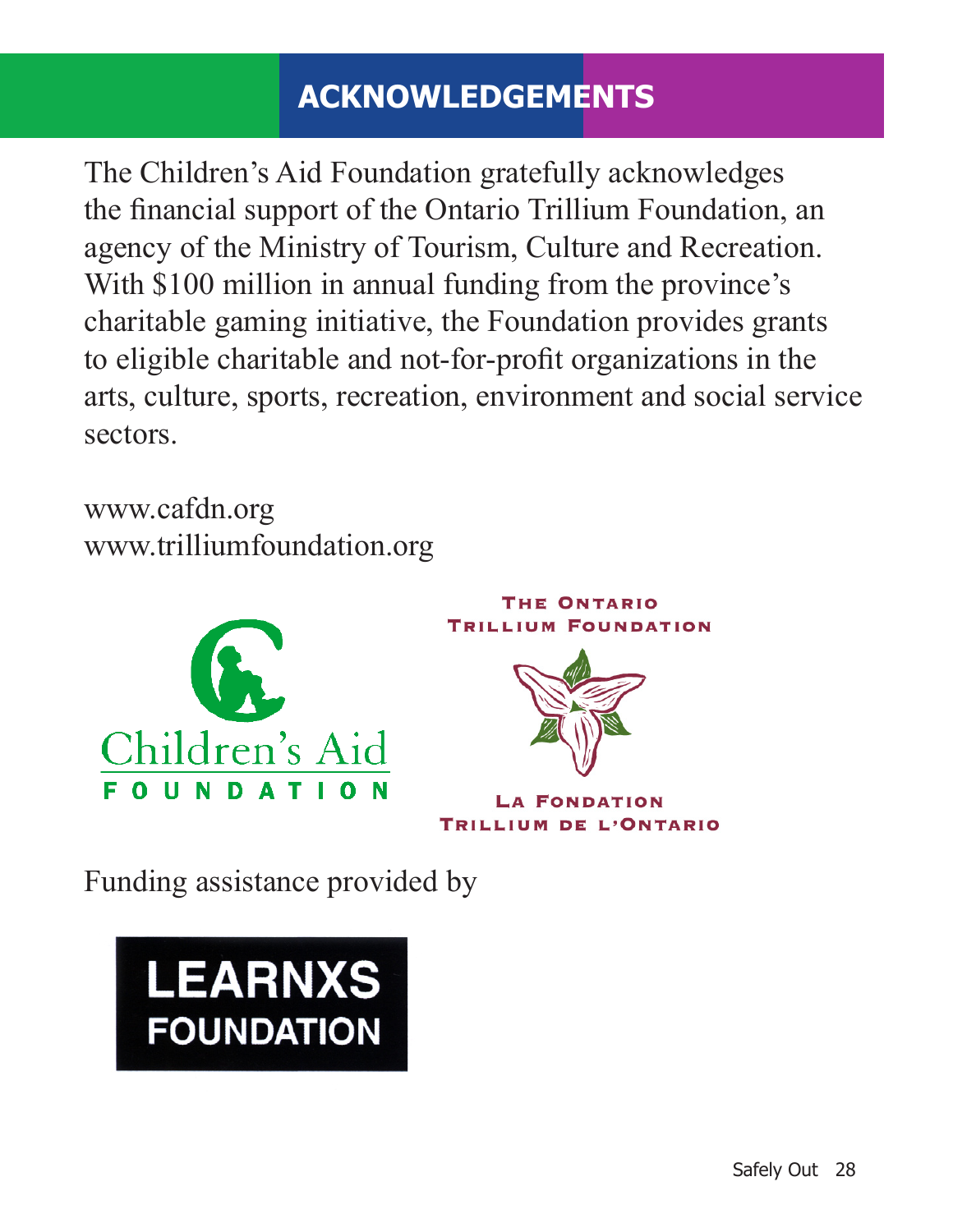# ACKNOWLEDGEMENTS

The Children's Aid Foundation gratefully acknowledges the financial support of the Ontario Trillium Foundation, an agency of the Ministry of Tourism, Culture and Recreation. With $100 million in annual funding from the province's charitable gaming initiative, the Foundation provides grants to eligible charitable and not-for-profit organizations in the arts, culture, sports, recreation, environment and social service sectors.

www.cafdn.org
www.trilliumfoundation.org

Children's Aid FOUNDATION

THE ONTARIO TRILLIUM FOUNDATION

LA FONDATION TRILLIUM DE L'ONTARIO

Funding assistance provided by

LEARNXS FOUNDATION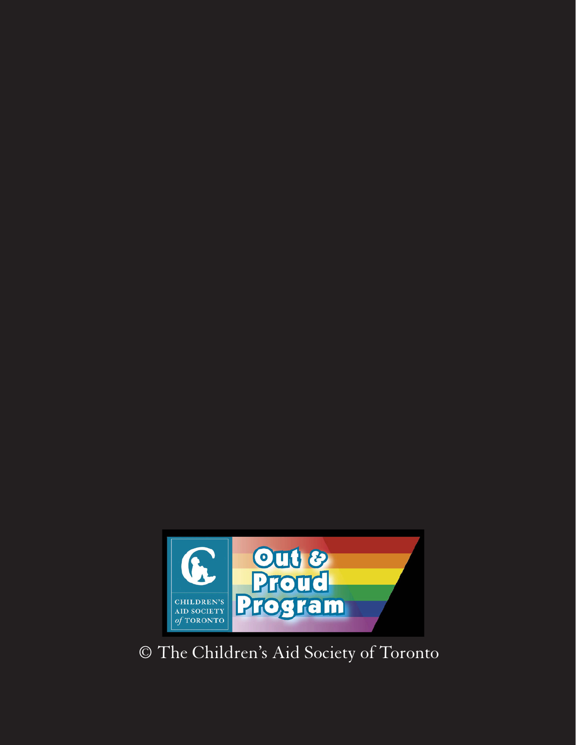CHILDREN'S AID SOCIETY *of* TORONTO

Out & Proud Program

© The Children's Aid Society of Toronto